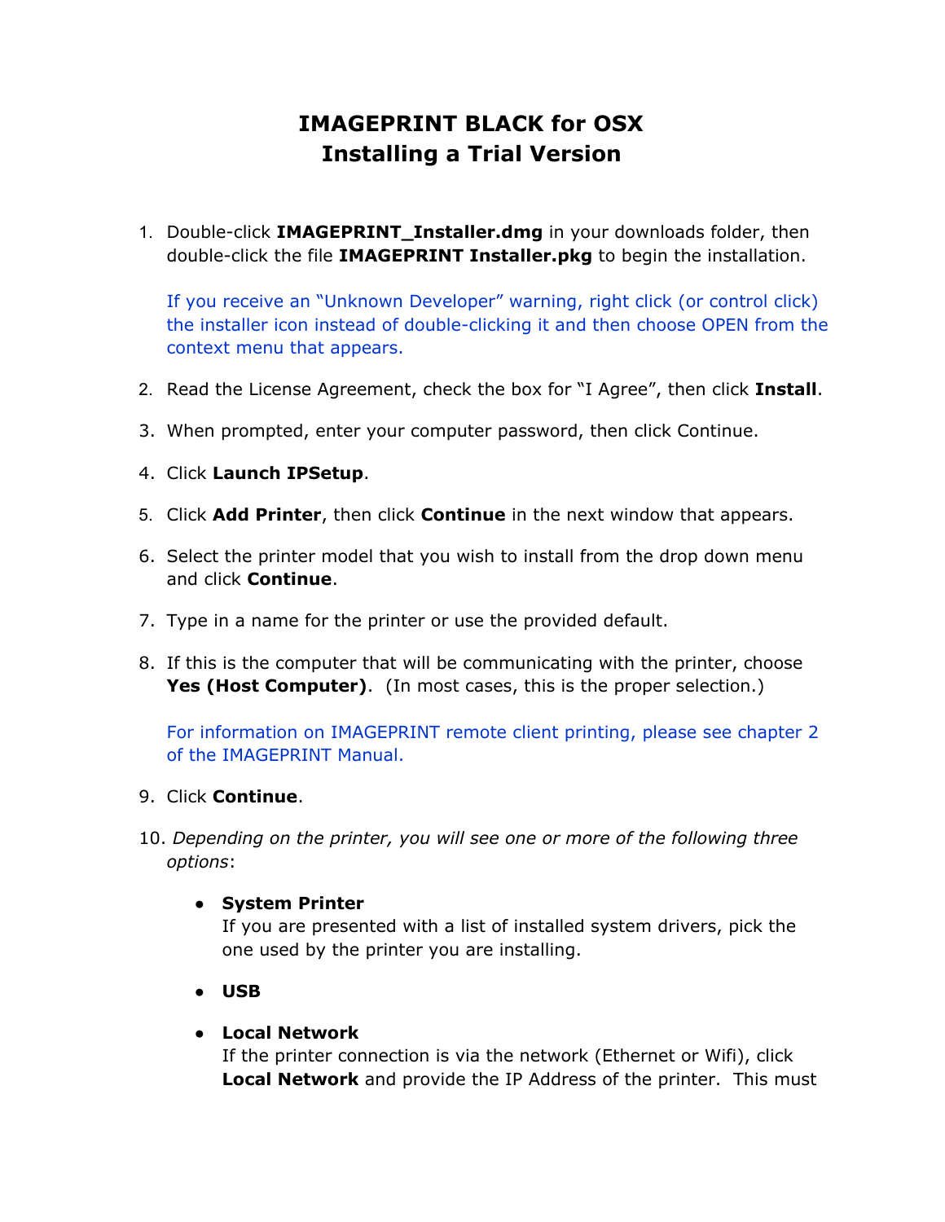# IMAGEPRINT BLACK for OSX
# Installing a Trial Version

1. Double-click **IMAGEPRINT_Installer.dmg** in your downloads folder, then double-click the file **IMAGEPRINT Installer.pkg** to begin the installation.

   If you receive an "Unknown Developer" warning, right click (or control click) the installer icon instead of double-clicking it and then choose OPEN from the context menu that appears.

2. Read the License Agreement, check the box for "I Agree", then click **Install**.

3. When prompted, enter your computer password, then click Continue.

4. Click **Launch IPSetup**.

5. Click **Add Printer**, then click **Continue** in the next window that appears.

6. Select the printer model that you wish to install from the drop down menu and click **Continue**.

7. Type in a name for the printer or use the provided default.

8. If this is the computer that will be communicating with the printer, choose **Yes (Host Computer)**. (In most cases, this is the proper selection.)

   For information on IMAGEPRINT remote client printing, please see chapter 2 of the IMAGEPRINT Manual.

9. Click **Continue**.

10. *Depending on the printer, you will see one or more of the following three options*:

    - **System Printer**
      If you are presented with a list of installed system drivers, pick the one used by the printer you are installing.

    - **USB**

    - **Local Network**
      If the printer connection is via the network (Ethernet or Wifi), click **Local Network** and provide the IP Address of the printer. This must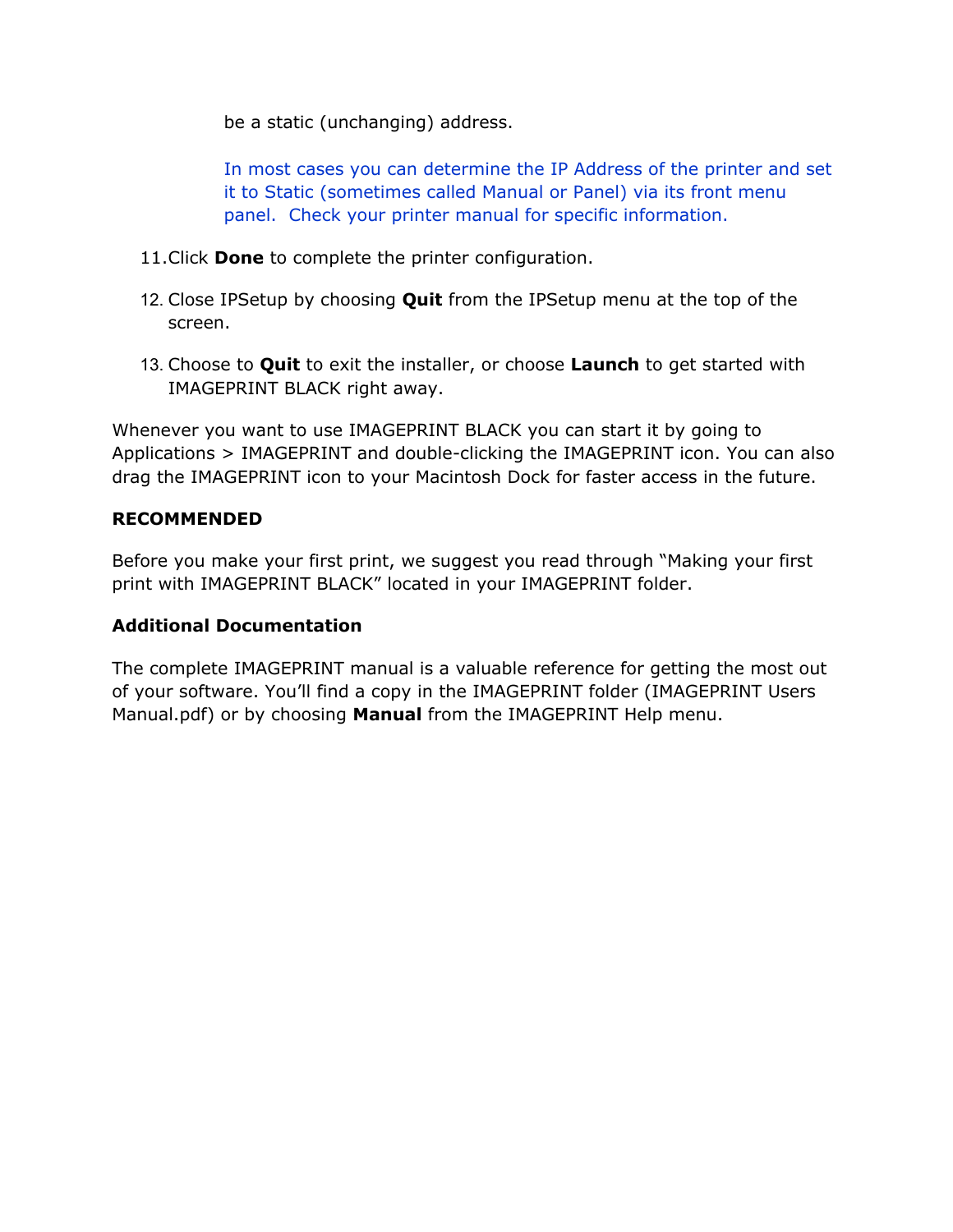be a static (unchanging) address.

In most cases you can determine the IP Address of the printer and set it to Static (sometimes called Manual or Panel) via its front menu panel. Check your printer manual for specific information.

11. Click **Done** to complete the printer configuration.

12. Close IPSetup by choosing **Quit** from the IPSetup menu at the top of the screen.

13. Choose to **Quit** to exit the installer, or choose **Launch** to get started with IMAGEPRINT BLACK right away.

Whenever you want to use IMAGEPRINT BLACK you can start it by going to Applications > IMAGEPRINT and double-clicking the IMAGEPRINT icon. You can also drag the IMAGEPRINT icon to your Macintosh Dock for faster access in the future.

**RECOMMENDED**

Before you make your first print, we suggest you read through "Making your first print with IMAGEPRINT BLACK" located in your IMAGEPRINT folder.

**Additional Documentation**

The complete IMAGEPRINT manual is a valuable reference for getting the most out of your software. You'll find a copy in the IMAGEPRINT folder (IMAGEPRINT Users Manual.pdf) or by choosing **Manual** from the IMAGEPRINT Help menu.